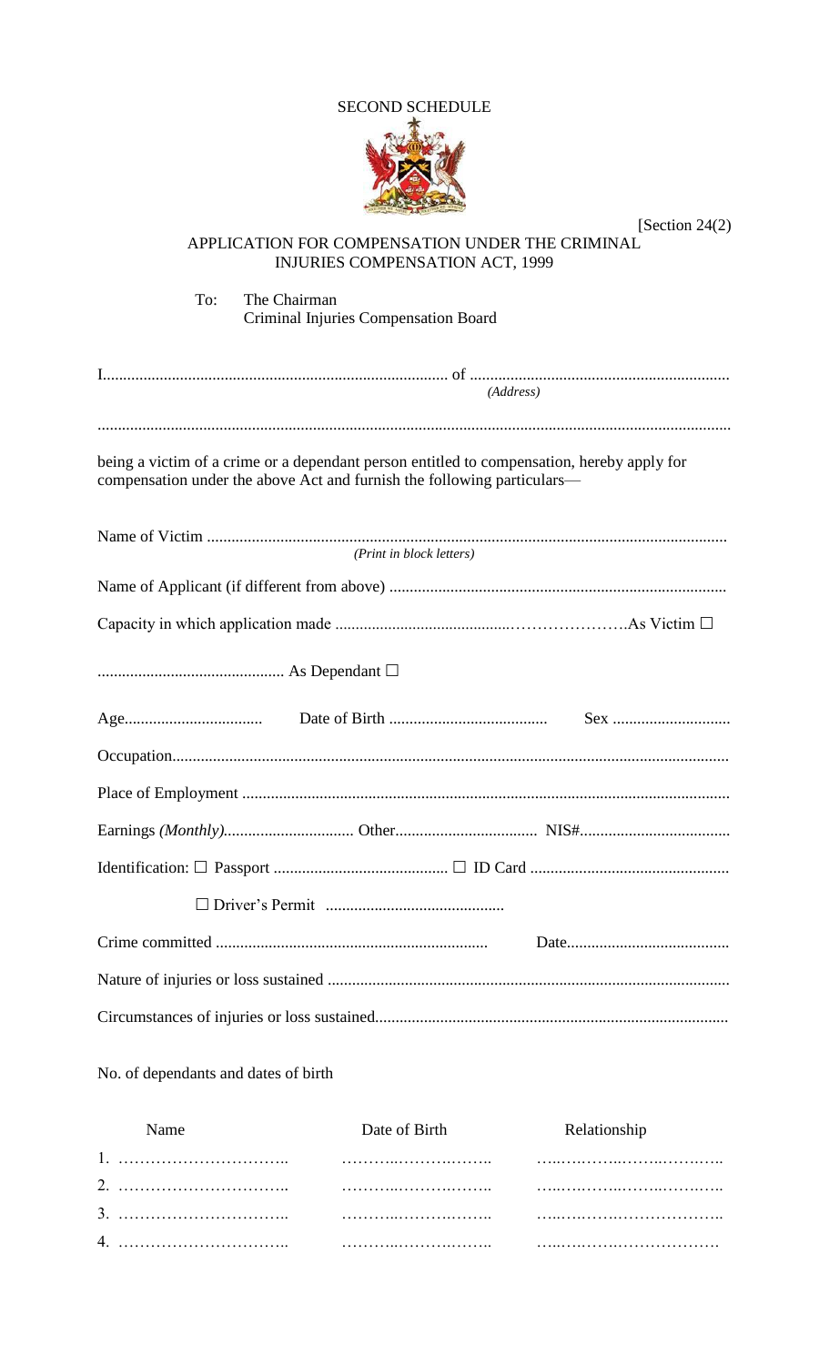SECOND SCHEDULE

[Section 24(2)]

APPLICATION FOR COMPENSATION UNDER THE CRIMINAL INJURIES COMPENSATION ACT, 1999

To: The Chairman
Criminal Injuries Compensation Board

I.................................................................................... of ...............................................................
*(Address)*

...........................................................................................................................................................

being a victim of a crime or a dependant person entitled to compensation, hereby apply for compensation under the above Act and furnish the following particulars—

Name of Victim ...............................................................................................................................
*(Print in block letters)*

Name of Applicant (if different from above) ..................................................................................

Capacity in which application made ...........................................………………….As Victim ☐

............................................. As Dependant ☐

Age.................................. Date of Birth ....................................... Sex .............................

Occupation.......................................................................................................................................

Place of Employment ......................................................................................................................

Earnings *(Monthly)*................................ Other................................... NIS#....................................

Identification: ☐ Passport .......................................... ☐ ID Card ................................................

☐ Driver's Permit ...........................................

Crime committed .................................................................. Date........................................

Nature of injuries or loss sustained .................................................................................................

Circumstances of injuries or loss sustained.....................................................................................

No. of dependants and dates of birth

| Name | Date of Birth | Relationship |
|---|---|---|
| 1. ………………………….. | ………..…………..….. | …..……….…….…….…….. |
| 2. ………………………….. | ………..…………..….. | …..……….…….…….…….. |
| 3. ………………………….. | ………..…………..….. | …..……….…………………. |
| 4. ………………………….. | ………..…………..….. | …..………….………………. |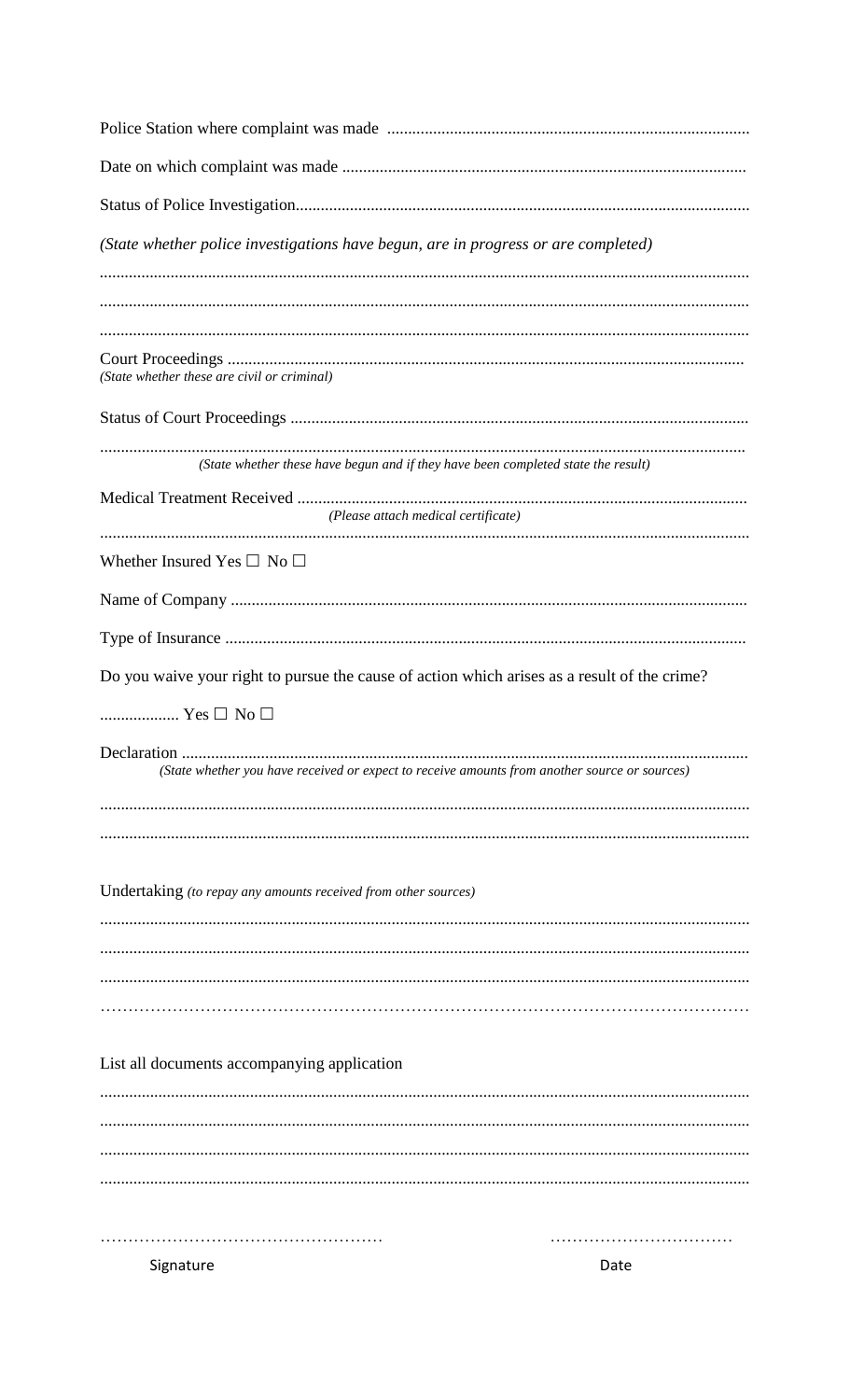Police Station where complaint was made .....................................................................................

Date on which complaint was made ...............................................................................................

Status of Police Investigation...........................................................................................................

*(State whether police investigations have begun, are in progress or are completed)*

..........................................................................................................................................................

..........................................................................................................................................................

..........................................................................................................................................................

Court Proceedings ..........................................................................................................................
*(State whether these are civil or criminal)*

Status of Court Proceedings ............................................................................................................

..........................................................................................................................................................
*(State whether these have begun and if they have been completed state the result)*

Medical Treatment Received ..........................................................................................................
*(Please attach medical certificate)*

..........................................................................................................................................................

Whether Insured Yes ☐ No ☐

Name of Company ..........................................................................................................................

Type of Insurance ...........................................................................................................................

Do you waive your right to pursue the cause of action which arises as a result of the crime?

.................. Yes ☐ No ☐

Declaration ......................................................................................................................................
*(State whether you have received or expect to receive amounts from another source or sources)*

..........................................................................................................................................................

..........................................................................................................................................................

Undertaking *(to repay any amounts received from other sources)*

..........................................................................................................................................................

..........................................................................................................................................................

..........................................................................................................................................................

..........................................................................................................................................................

List all documents accompanying application

..........................................................................................................................................................

..........................................................................................................................................................

..........................................................................................................................................................

..........................................................................................................................................................

.................................................                ................................

Signature                                                                     Date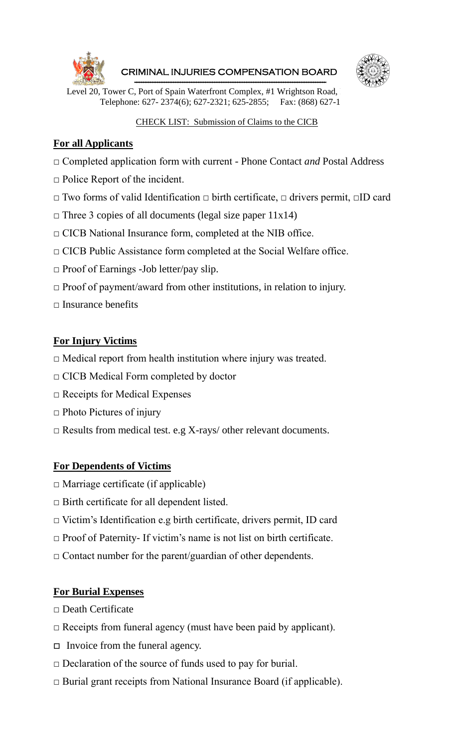# CRIMINAL INJURIES COMPENSATION BOARD

Level 20, Tower C, Port of Spain Waterfront Complex, #1 Wrightson Road,
Telephone: 627- 2374(6); 627-2321; 625-2855; Fax: (868) 627-1

CHECK LIST: Submission of Claims to the CICB

## For all Applicants

- □ Completed application form with current - Phone Contact *and* Postal Address
- □ Police Report of the incident.
- □ Two forms of valid Identification □ birth certificate, □ drivers permit, □ID card
- □ Three 3 copies of all documents (legal size paper 11x14)
- □ CICB National Insurance form, completed at the NIB office.
- □ CICB Public Assistance form completed at the Social Welfare office.
- □ Proof of Earnings -Job letter/pay slip.
- □ Proof of payment/award from other institutions, in relation to injury.
- □ Insurance benefits

## For Injury Victims

- □ Medical report from health institution where injury was treated.
- □ CICB Medical Form completed by doctor
- □ Receipts for Medical Expenses
- □ Photo Pictures of injury
- □ Results from medical test. e.g X-rays/ other relevant documents.

## For Dependents of Victims

- □ Marriage certificate (if applicable)
- □ Birth certificate for all dependent listed.
- □ Victim's Identification e.g birth certificate, drivers permit, ID card
- □ Proof of Paternity- If victim's name is not list on birth certificate.
- □ Contact number for the parent/guardian of other dependents.

## For Burial Expenses

- □ Death Certificate
- □ Receipts from funeral agency (must have been paid by applicant).
- □ Invoice from the funeral agency.
- □ Declaration of the source of funds used to pay for burial.
- □ Burial grant receipts from National Insurance Board (if applicable).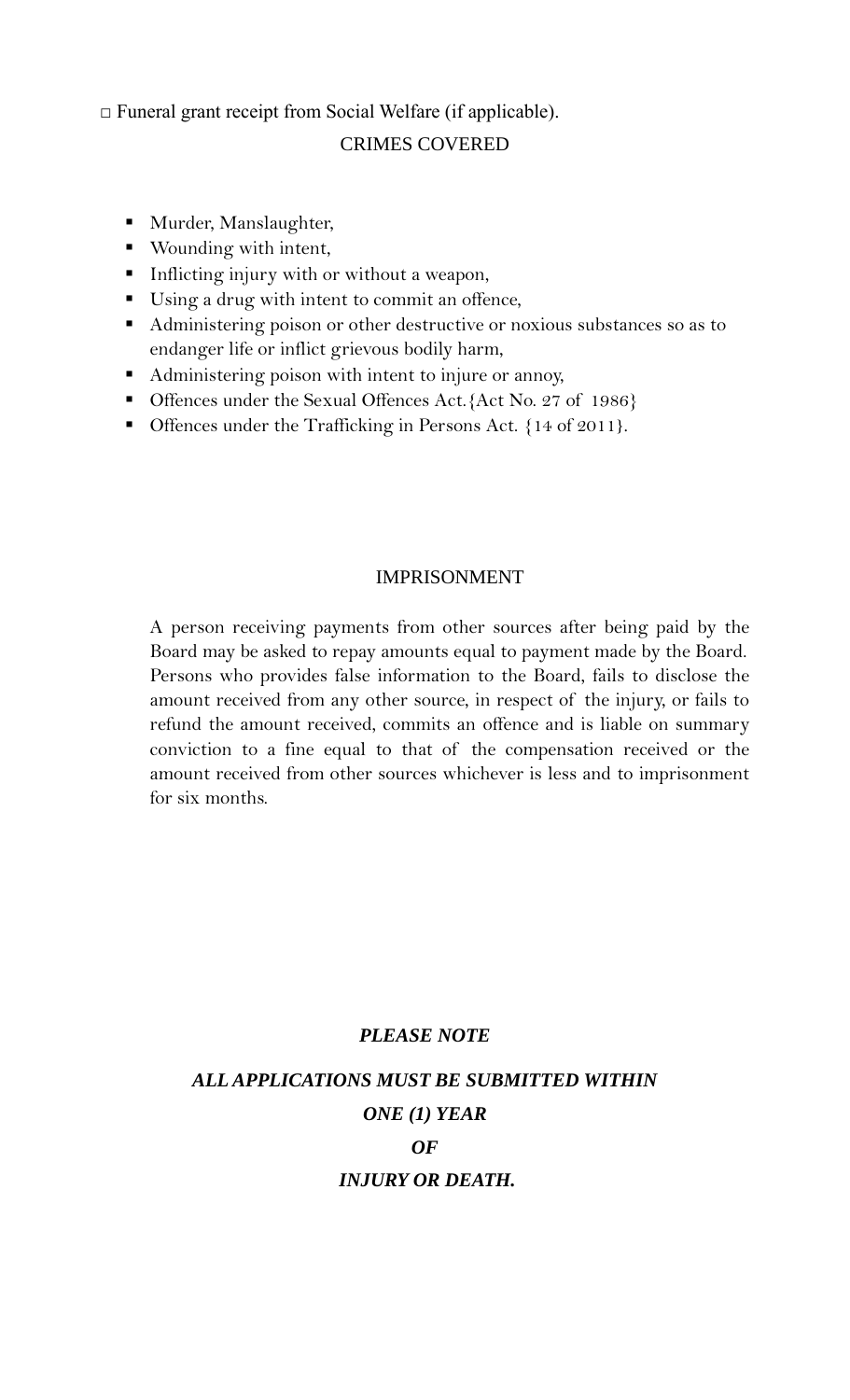□ Funeral grant receipt from Social Welfare (if applicable).

## CRIMES COVERED

- Murder, Manslaughter,
- Wounding with intent,
- Inflicting injury with or without a weapon,
- Using a drug with intent to commit an offence,
- Administering poison or other destructive or noxious substances so as to endanger life or inflict grievous bodily harm,
- Administering poison with intent to injure or annoy,
- Offences under the Sexual Offences Act.{Act No. 27 of 1986}
- Offences under the Trafficking in Persons Act. {14 of 2011}.

## IMPRISONMENT

A person receiving payments from other sources after being paid by the Board may be asked to repay amounts equal to payment made by the Board. Persons who provides false information to the Board, fails to disclose the amount received from any other source, in respect of the injury, or fails to refund the amount received, commits an offence and is liable on summary conviction to a fine equal to that of the compensation received or the amount received from other sources whichever is less and to imprisonment for six months.

***PLEASE NOTE***

***ALL APPLICATIONS MUST BE SUBMITTED WITHIN***

***ONE (1) YEAR***

***OF***

***INJURY OR DEATH.***